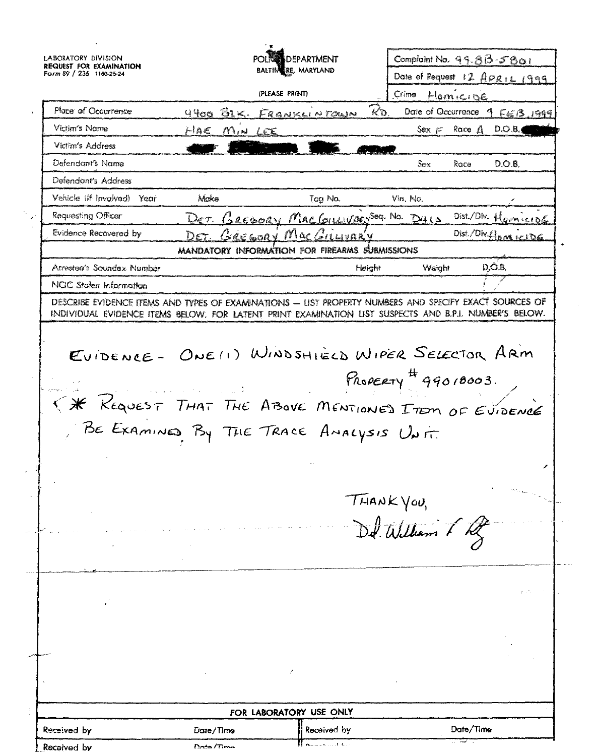LABORATORY DIVISION
**REQUEST FOR EXAMINATION**
Form 89 / 236 1160-25-24

POLICE DEPARTMENT
BALTIMORE, MARYLAND

(PLEASE PRINT)

| | |
|---|---|
| Complaint No. | 99-8B-5801 |
| Date of Request | 12 APRIL 1999 |
| Crime | HOMICIDE |

| | | | | |
|---|---|---|---|---|
| Place of Occurrence | 4400 BLK. FRANKLINTOWN RD. | Date of Occurrence 9 FEB 1999 | | |
| Victim's Name | HAE MIN LEE | Sex F | Race A | D.O.B. |
| Victim's Address | | | | |
| Defendant's Name | | Sex | Race | D.O.B. |
| Defendant's Address | | | | |
| Vehicle (If Involved) Year | Make | Tag No. | Vin. No. | |
| Requesting Officer | DET. GREGORY MACGILLIVARY | Seq. No. D410 | Dist./Div. HOMICIDE | |
| Evidence Recovered by | DET. GREGORY MACGILLIVARY | | Dist./Div. HOMICIDE | |

**MANDATORY INFORMATION FOR FIREARMS SUBMISSIONS**

| | | | |
|---|---|---|---|
| Arrestee's Soundex Number | Height | Weight | D.O.B. |
| NCIC Stolen Information | | | |

DESCRIBE EVIDENCE ITEMS AND TYPES OF EXAMINATIONS — LIST PROPERTY NUMBERS AND SPECIFY EXACT SOURCES OF INDIVIDUAL EVIDENCE ITEMS BELOW. FOR LATENT PRINT EXAMINATION LIST SUSPECTS AND B.P.I. NUMBER'S BELOW.

EVIDENCE - ONE (1) WINDSHIELD WIPER SELECTOR ARM
PROPERTY # 99018003.

* REQUEST THAT THE ABOVE MENTIONED ITEM OF EVIDENCE BE EXAMINED BY THE TRACE ANALYSIS UNIT.

THANK YOU,
Det. William F. Ritz

**FOR LABORATORY USE ONLY**

| | | | |
|---|---|---|---|
| Received by | Date/Time | Received by | Date/Time |
| Received by | Date/Time | Received by | |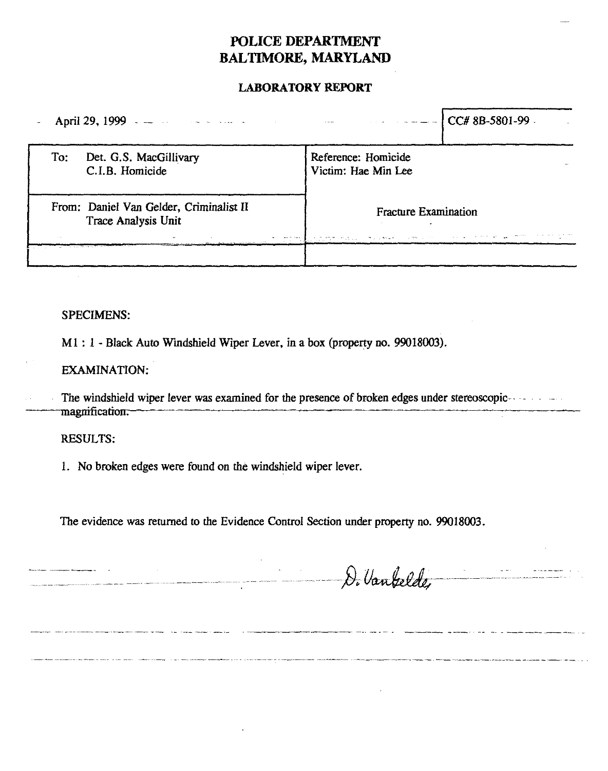# POLICE DEPARTMENT
# BALTIMORE, MARYLAND

## LABORATORY REPORT

| April 29, 1999 | CC# 8B-5801-99 |
|---|---|
| To: Det. G.S. MacGillivary<br>C.I.B. Homicide | Reference: Homicide<br>Victim: Hae Min Lee |
| From: Daniel Van Gelder, Criminalist II<br>Trace Analysis Unit | Fracture Examination |
| | |

SPECIMENS:

M1 : 1 - Black Auto Windshield Wiper Lever, in a box (property no. 99018003).

EXAMINATION:

The windshield wiper lever was examined for the presence of broken edges under stereoscopic magnification.

RESULTS:

1. No broken edges were found on the windshield wiper lever.

The evidence was returned to the Evidence Control Section under property no. 99018003.

D. VanGelder